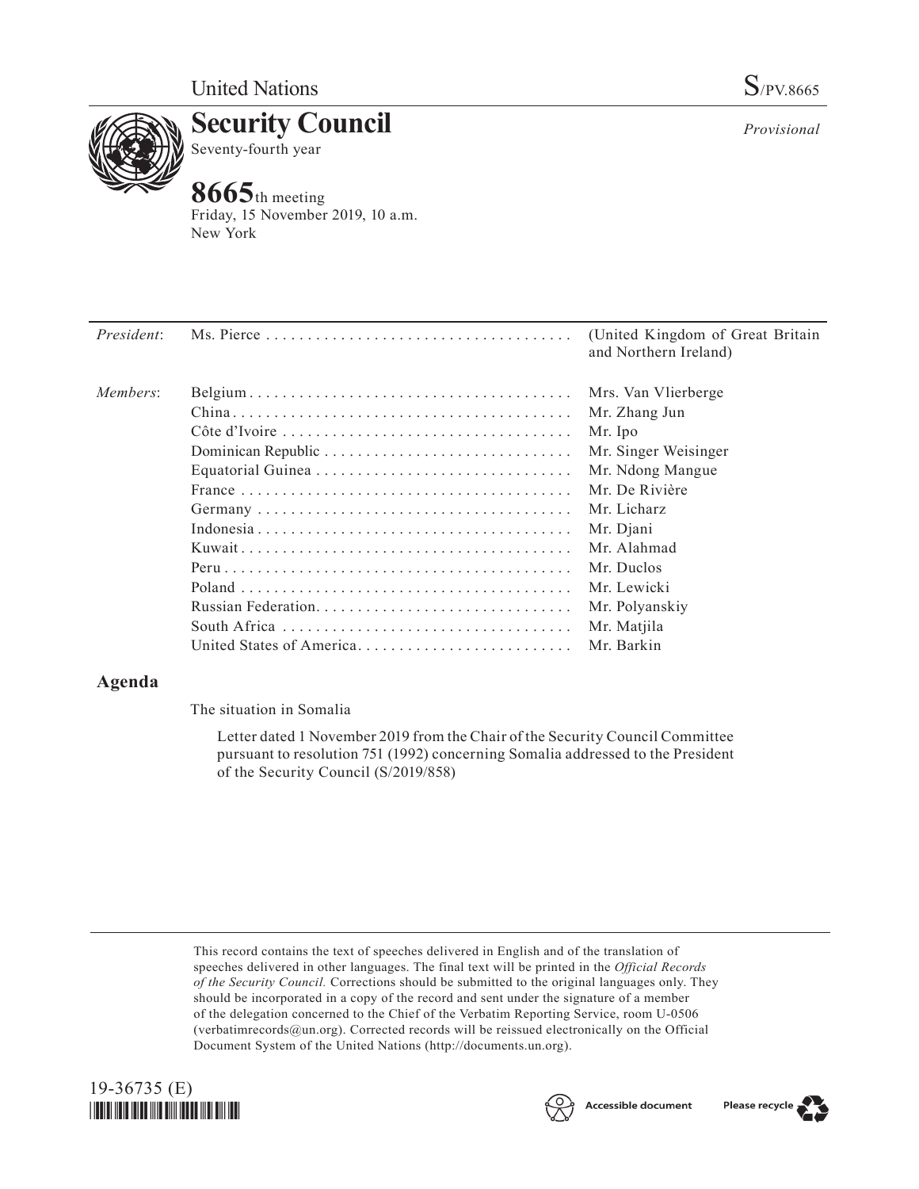United Nations S/PV.8665

# Security Council

Seventy-fourth year

*Provisional*

## 8665th meeting

Friday, 15 November 2019, 10 a.m.
New York

| | | |
|---|---|---|
| *President*: | Ms. Pierce | (United Kingdom of Great Britain and Northern Ireland) |
| *Members*: | Belgium | Mrs. Van Vlierberge |
| | China | Mr. Zhang Jun |
| | Côte d'Ivoire | Mr. Ipo |
| | Dominican Republic | Mr. Singer Weisinger |
| | Equatorial Guinea | Mr. Ndong Mangue |
| | France | Mr. De Rivière |
| | Germany | Mr. Licharz |
| | Indonesia | Mr. Djani |
| | Kuwait | Mr. Alahmad |
| | Peru | Mr. Duclos |
| | Poland | Mr. Lewicki |
| | Russian Federation | Mr. Polyanskiy |
| | South Africa | Mr. Matjila |
| | United States of America | Mr. Barkin |

## Agenda

The situation in Somalia

Letter dated 1 November 2019 from the Chair of the Security Council Committee pursuant to resolution 751 (1992) concerning Somalia addressed to the President of the Security Council (S/2019/858)

This record contains the text of speeches delivered in English and of the translation of speeches delivered in other languages. The final text will be printed in the *Official Records of the Security Council.* Corrections should be submitted to the original languages only. They should be incorporated in a copy of the record and sent under the signature of a member of the delegation concerned to the Chief of the Verbatim Reporting Service, room U-0506 (verbatimrecords@un.org). Corrected records will be reissued electronically on the Official Document System of the United Nations (http://documents.un.org).

19-36735 (E)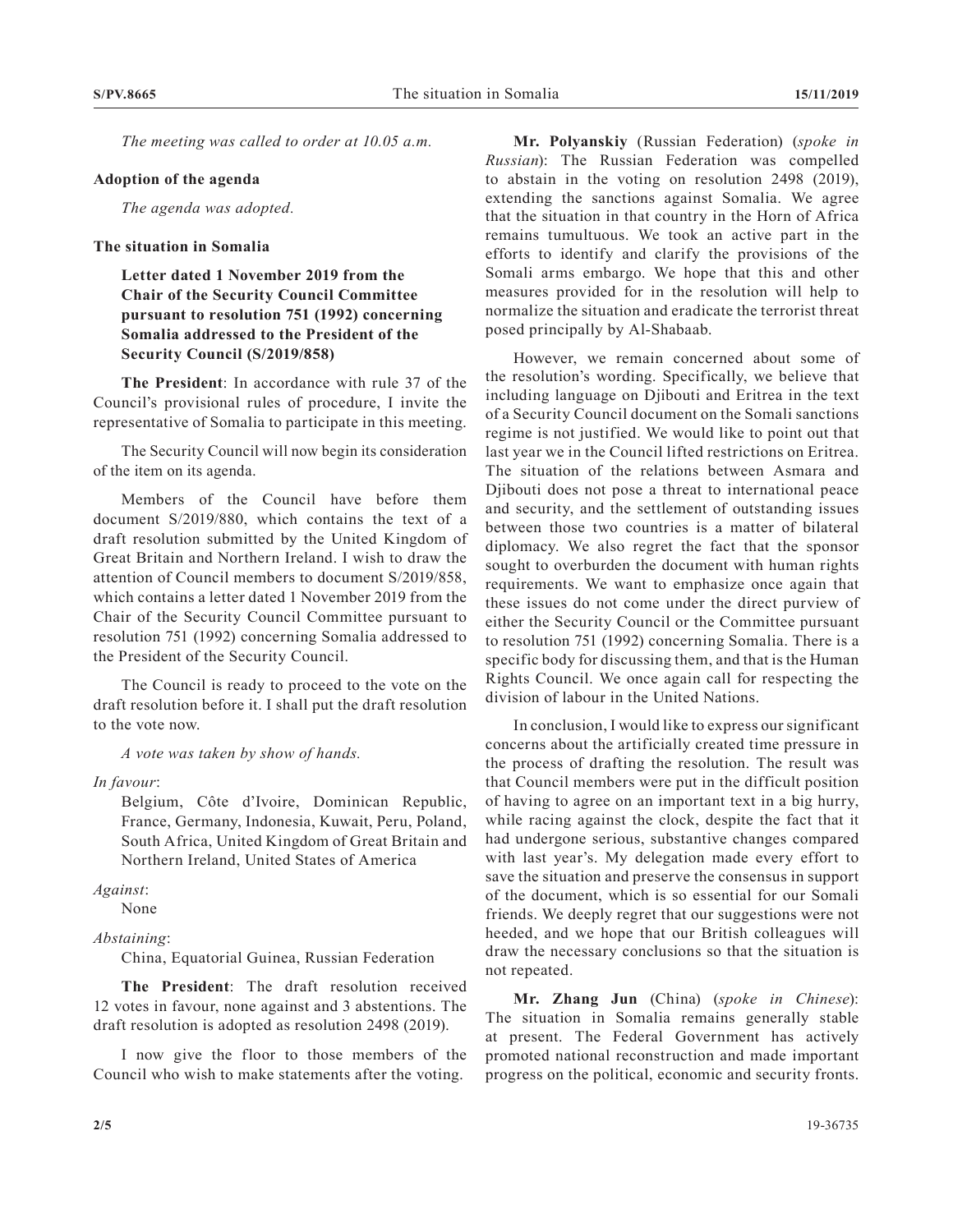*The meeting was called to order at 10.05 a.m.*

**Adoption of the agenda**

*The agenda was adopted.*

**The situation in Somalia**

**Letter dated 1 November 2019 from the Chair of the Security Council Committee pursuant to resolution 751 (1992) concerning Somalia addressed to the President of the Security Council (S/2019/858)**

**The President**: In accordance with rule 37 of the Council's provisional rules of procedure, I invite the representative of Somalia to participate in this meeting.

The Security Council will now begin its consideration of the item on its agenda.

Members of the Council have before them document S/2019/880, which contains the text of a draft resolution submitted by the United Kingdom of Great Britain and Northern Ireland. I wish to draw the attention of Council members to document S/2019/858, which contains a letter dated 1 November 2019 from the Chair of the Security Council Committee pursuant to resolution 751 (1992) concerning Somalia addressed to the President of the Security Council.

The Council is ready to proceed to the vote on the draft resolution before it. I shall put the draft resolution to the vote now.

*A vote was taken by show of hands.*

*In favour*:

Belgium, Côte d'Ivoire, Dominican Republic, France, Germany, Indonesia, Kuwait, Peru, Poland, South Africa, United Kingdom of Great Britain and Northern Ireland, United States of America

*Against*:

None

*Abstaining*:

China, Equatorial Guinea, Russian Federation

**The President**: The draft resolution received 12 votes in favour, none against and 3 abstentions. The draft resolution is adopted as resolution 2498 (2019).

I now give the floor to those members of the Council who wish to make statements after the voting.

**Mr. Polyanskiy** (Russian Federation) (*spoke in Russian*): The Russian Federation was compelled to abstain in the voting on resolution 2498 (2019), extending the sanctions against Somalia. We agree that the situation in that country in the Horn of Africa remains tumultuous. We took an active part in the efforts to identify and clarify the provisions of the Somali arms embargo. We hope that this and other measures provided for in the resolution will help to normalize the situation and eradicate the terrorist threat posed principally by Al-Shabaab.

However, we remain concerned about some of the resolution's wording. Specifically, we believe that including language on Djibouti and Eritrea in the text of a Security Council document on the Somali sanctions regime is not justified. We would like to point out that last year we in the Council lifted restrictions on Eritrea. The situation of the relations between Asmara and Djibouti does not pose a threat to international peace and security, and the settlement of outstanding issues between those two countries is a matter of bilateral diplomacy. We also regret the fact that the sponsor sought to overburden the document with human rights requirements. We want to emphasize once again that these issues do not come under the direct purview of either the Security Council or the Committee pursuant to resolution 751 (1992) concerning Somalia. There is a specific body for discussing them, and that is the Human Rights Council. We once again call for respecting the division of labour in the United Nations.

In conclusion, I would like to express our significant concerns about the artificially created time pressure in the process of drafting the resolution. The result was that Council members were put in the difficult position of having to agree on an important text in a big hurry, while racing against the clock, despite the fact that it had undergone serious, substantive changes compared with last year's. My delegation made every effort to save the situation and preserve the consensus in support of the document, which is so essential for our Somali friends. We deeply regret that our suggestions were not heeded, and we hope that our British colleagues will draw the necessary conclusions so that the situation is not repeated.

**Mr. Zhang Jun** (China) (*spoke in Chinese*): The situation in Somalia remains generally stable at present. The Federal Government has actively promoted national reconstruction and made important progress on the political, economic and security fronts.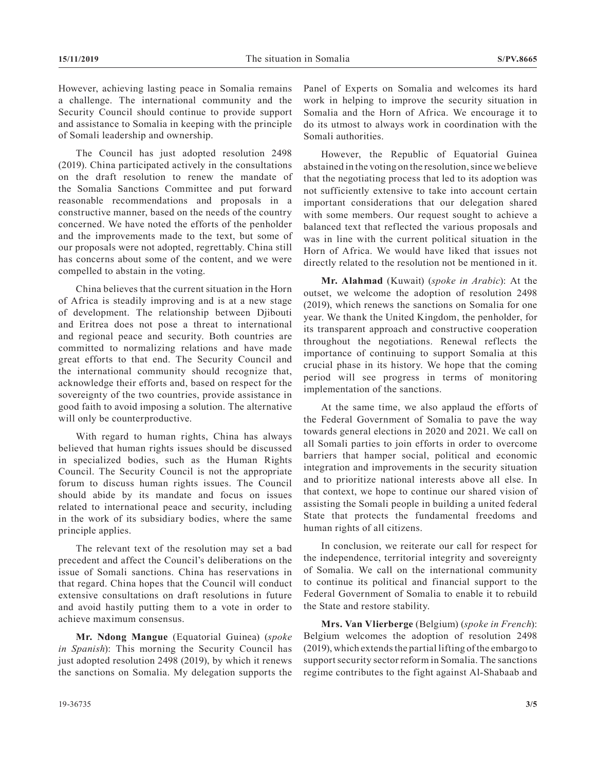However, achieving lasting peace in Somalia remains a challenge. The international community and the Security Council should continue to provide support and assistance to Somalia in keeping with the principle of Somali leadership and ownership.

The Council has just adopted resolution 2498 (2019). China participated actively in the consultations on the draft resolution to renew the mandate of the Somalia Sanctions Committee and put forward reasonable recommendations and proposals in a constructive manner, based on the needs of the country concerned. We have noted the efforts of the penholder and the improvements made to the text, but some of our proposals were not adopted, regrettably. China still has concerns about some of the content, and we were compelled to abstain in the voting.

China believes that the current situation in the Horn of Africa is steadily improving and is at a new stage of development. The relationship between Djibouti and Eritrea does not pose a threat to international and regional peace and security. Both countries are committed to normalizing relations and have made great efforts to that end. The Security Council and the international community should recognize that, acknowledge their efforts and, based on respect for the sovereignty of the two countries, provide assistance in good faith to avoid imposing a solution. The alternative will only be counterproductive.

With regard to human rights, China has always believed that human rights issues should be discussed in specialized bodies, such as the Human Rights Council. The Security Council is not the appropriate forum to discuss human rights issues. The Council should abide by its mandate and focus on issues related to international peace and security, including in the work of its subsidiary bodies, where the same principle applies.

The relevant text of the resolution may set a bad precedent and affect the Council's deliberations on the issue of Somali sanctions. China has reservations in that regard. China hopes that the Council will conduct extensive consultations on draft resolutions in future and avoid hastily putting them to a vote in order to achieve maximum consensus.

**Mr. Ndong Mangue** (Equatorial Guinea) (*spoke in Spanish*): This morning the Security Council has just adopted resolution 2498 (2019), by which it renews the sanctions on Somalia. My delegation supports the Panel of Experts on Somalia and welcomes its hard work in helping to improve the security situation in Somalia and the Horn of Africa. We encourage it to do its utmost to always work in coordination with the Somali authorities.

However, the Republic of Equatorial Guinea abstained in the voting on the resolution, since we believe that the negotiating process that led to its adoption was not sufficiently extensive to take into account certain important considerations that our delegation shared with some members. Our request sought to achieve a balanced text that reflected the various proposals and was in line with the current political situation in the Horn of Africa. We would have liked that issues not directly related to the resolution not be mentioned in it.

**Mr. Alahmad** (Kuwait) (*spoke in Arabic*): At the outset, we welcome the adoption of resolution 2498 (2019), which renews the sanctions on Somalia for one year. We thank the United Kingdom, the penholder, for its transparent approach and constructive cooperation throughout the negotiations. Renewal reflects the importance of continuing to support Somalia at this crucial phase in its history. We hope that the coming period will see progress in terms of monitoring implementation of the sanctions.

At the same time, we also applaud the efforts of the Federal Government of Somalia to pave the way towards general elections in 2020 and 2021. We call on all Somali parties to join efforts in order to overcome barriers that hamper social, political and economic integration and improvements in the security situation and to prioritize national interests above all else. In that context, we hope to continue our shared vision of assisting the Somali people in building a united federal State that protects the fundamental freedoms and human rights of all citizens.

In conclusion, we reiterate our call for respect for the independence, territorial integrity and sovereignty of Somalia. We call on the international community to continue its political and financial support to the Federal Government of Somalia to enable it to rebuild the State and restore stability.

**Mrs. Van Vlierberge** (Belgium) (*spoke in French*): Belgium welcomes the adoption of resolution 2498 (2019), which extends the partial lifting of the embargo to support security sector reform in Somalia. The sanctions regime contributes to the fight against Al-Shabaab and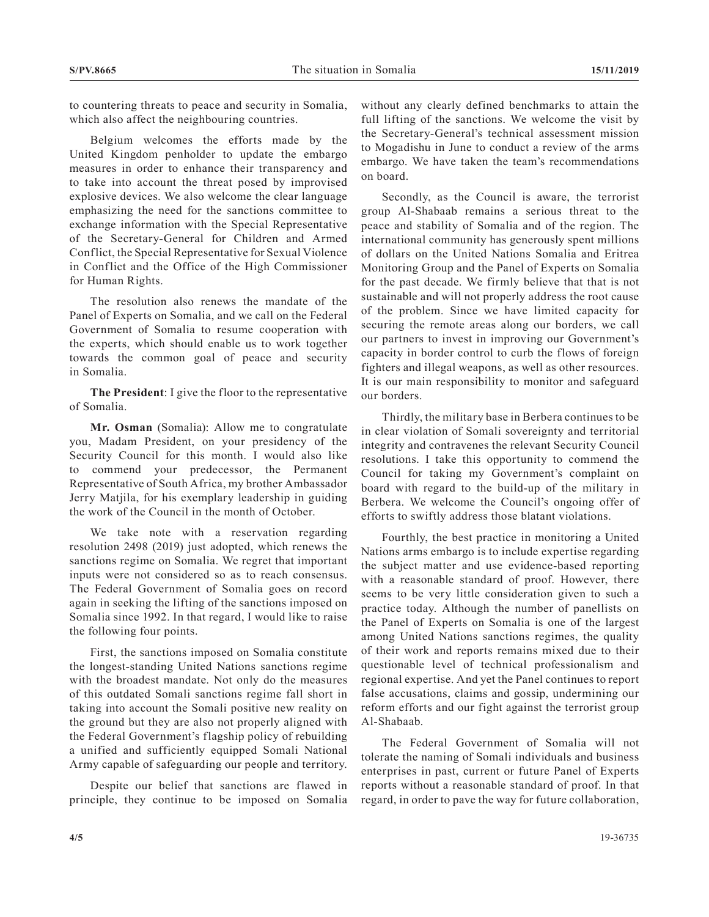to countering threats to peace and security in Somalia, which also affect the neighbouring countries.

Belgium welcomes the efforts made by the United Kingdom penholder to update the embargo measures in order to enhance their transparency and to take into account the threat posed by improvised explosive devices. We also welcome the clear language emphasizing the need for the sanctions committee to exchange information with the Special Representative of the Secretary-General for Children and Armed Conflict, the Special Representative for Sexual Violence in Conflict and the Office of the High Commissioner for Human Rights.

The resolution also renews the mandate of the Panel of Experts on Somalia, and we call on the Federal Government of Somalia to resume cooperation with the experts, which should enable us to work together towards the common goal of peace and security in Somalia.

**The President**: I give the floor to the representative of Somalia.

**Mr. Osman** (Somalia): Allow me to congratulate you, Madam President, on your presidency of the Security Council for this month. I would also like to commend your predecessor, the Permanent Representative of South Africa, my brother Ambassador Jerry Matjila, for his exemplary leadership in guiding the work of the Council in the month of October.

We take note with a reservation regarding resolution 2498 (2019) just adopted, which renews the sanctions regime on Somalia. We regret that important inputs were not considered so as to reach consensus. The Federal Government of Somalia goes on record again in seeking the lifting of the sanctions imposed on Somalia since 1992. In that regard, I would like to raise the following four points.

First, the sanctions imposed on Somalia constitute the longest-standing United Nations sanctions regime with the broadest mandate. Not only do the measures of this outdated Somali sanctions regime fall short in taking into account the Somali positive new reality on the ground but they are also not properly aligned with the Federal Government's flagship policy of rebuilding a unified and sufficiently equipped Somali National Army capable of safeguarding our people and territory.

Despite our belief that sanctions are flawed in principle, they continue to be imposed on Somalia without any clearly defined benchmarks to attain the full lifting of the sanctions. We welcome the visit by the Secretary-General's technical assessment mission to Mogadishu in June to conduct a review of the arms embargo. We have taken the team's recommendations on board.

Secondly, as the Council is aware, the terrorist group Al-Shabaab remains a serious threat to the peace and stability of Somalia and of the region. The international community has generously spent millions of dollars on the United Nations Somalia and Eritrea Monitoring Group and the Panel of Experts on Somalia for the past decade. We firmly believe that that is not sustainable and will not properly address the root cause of the problem. Since we have limited capacity for securing the remote areas along our borders, we call our partners to invest in improving our Government's capacity in border control to curb the flows of foreign fighters and illegal weapons, as well as other resources. It is our main responsibility to monitor and safeguard our borders.

Thirdly, the military base in Berbera continues to be in clear violation of Somali sovereignty and territorial integrity and contravenes the relevant Security Council resolutions. I take this opportunity to commend the Council for taking my Government's complaint on board with regard to the build-up of the military in Berbera. We welcome the Council's ongoing offer of efforts to swiftly address those blatant violations.

Fourthly, the best practice in monitoring a United Nations arms embargo is to include expertise regarding the subject matter and use evidence-based reporting with a reasonable standard of proof. However, there seems to be very little consideration given to such a practice today. Although the number of panellists on the Panel of Experts on Somalia is one of the largest among United Nations sanctions regimes, the quality of their work and reports remains mixed due to their questionable level of technical professionalism and regional expertise. And yet the Panel continues to report false accusations, claims and gossip, undermining our reform efforts and our fight against the terrorist group Al-Shabaab.

The Federal Government of Somalia will not tolerate the naming of Somali individuals and business enterprises in past, current or future Panel of Experts reports without a reasonable standard of proof. In that regard, in order to pave the way for future collaboration,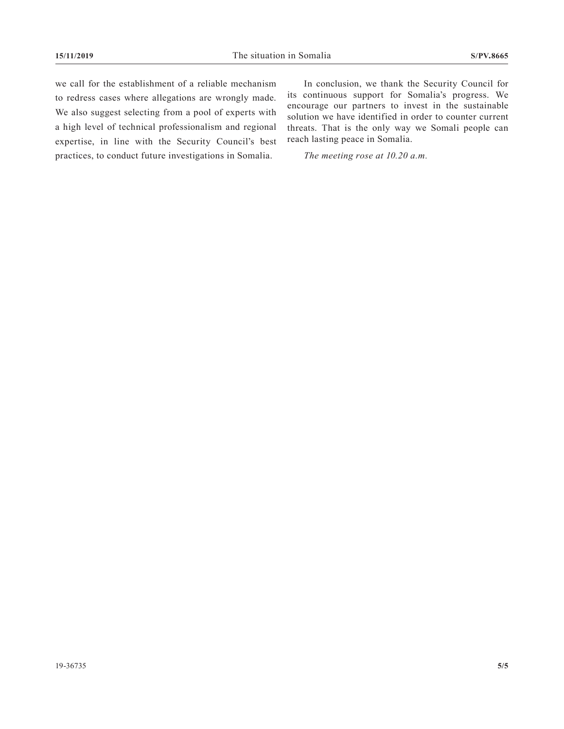we call for the establishment of a reliable mechanism to redress cases where allegations are wrongly made. We also suggest selecting from a pool of experts with a high level of technical professionalism and regional expertise, in line with the Security Council's best practices, to conduct future investigations in Somalia.

In conclusion, we thank the Security Council for its continuous support for Somalia's progress. We encourage our partners to invest in the sustainable solution we have identified in order to counter current threats. That is the only way we Somali people can reach lasting peace in Somalia.

*The meeting rose at 10.20 a.m.*